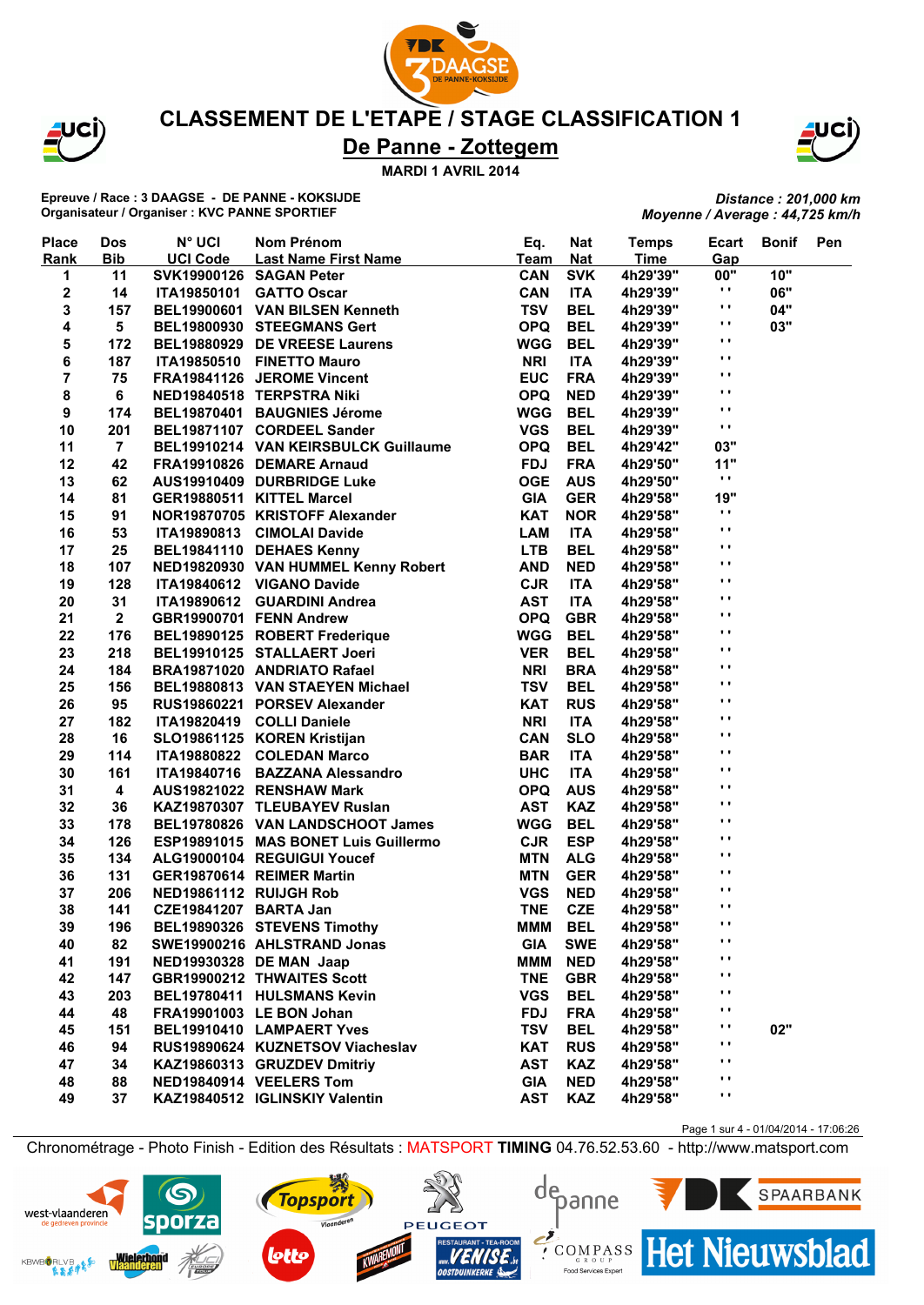# CLASSEMENT DE L'ETAPE / STAGE CLASSIFICATION 1

## De Panne - Zottegem

**MARDI 1 AVRIL 2014**

**Epreuve / Race : 3 DAAGSE - DE PANNE - KOKSIJDE**
**Organisateur / Organiser : KVC PANNE SPORTIEF**

*Distance : 201,000 km*
*Moyenne / Average : 44,725 km/h*

| Place Rank | Dos Bib | N° UCI UCI Code | Nom Prénom Last Name First Name | Eq. Team | Nat Nat | Temps Time | Ecart Gap | Bonif | Pen |
|---|---|---|---|---|---|---|---|---|---|
| 1 | 11 | SVK19900126 | SAGAN Peter | CAN | SVK | 4h29'39" | 00" | 10" | |
| 2 | 14 | ITA19850101 | GATTO Oscar | CAN | ITA | 4h29'39" | " | 06" | |
| 3 | 157 | BEL19900601 | VAN BILSEN Kenneth | TSV | BEL | 4h29'39" | " | 04" | |
| 4 | 5 | BEL19800930 | STEEGMANS Gert | OPQ | BEL | 4h29'39" | " | 03" | |
| 5 | 172 | BEL19880929 | DE VREESE Laurens | WGG | BEL | 4h29'39" | " | | |
| 6 | 187 | ITA19850510 | FINETTO Mauro | NRI | ITA | 4h29'39" | " | | |
| 7 | 75 | FRA19841126 | JEROME Vincent | EUC | FRA | 4h29'39" | " | | |
| 8 | 6 | NED19840518 | TERPSTRA Niki | OPQ | NED | 4h29'39" | " | | |
| 9 | 174 | BEL19870401 | BAUGNIES Jérome | WGG | BEL | 4h29'39" | " | | |
| 10 | 201 | BEL19871107 | CORDEEL Sander | VGS | BEL | 4h29'39" | " | | |
| 11 | 7 | BEL19910214 | VAN KEIRSBULCK Guillaume | OPQ | BEL | 4h29'42" | 03" | | |
| 12 | 42 | FRA19910826 | DEMARE Arnaud | FDJ | FRA | 4h29'50" | 11" | | |
| 13 | 62 | AUS19910409 | DURBRIDGE Luke | OGE | AUS | 4h29'50" | " | | |
| 14 | 81 | GER19880511 | KITTEL Marcel | GIA | GER | 4h29'58" | 19" | | |
| 15 | 91 | NOR19870705 | KRISTOFF Alexander | KAT | NOR | 4h29'58" | " | | |
| 16 | 53 | ITA19890813 | CIMOLAI Davide | LAM | ITA | 4h29'58" | " | | |
| 17 | 25 | BEL19841110 | DEHAES Kenny | LTB | BEL | 4h29'58" | " | | |
| 18 | 107 | NED19820930 | VAN HUMMEL Kenny Robert | AND | NED | 4h29'58" | " | | |
| 19 | 128 | ITA19840612 | VIGANO Davide | CJR | ITA | 4h29'58" | " | | |
| 20 | 31 | ITA19890612 | GUARDINI Andrea | AST | ITA | 4h29'58" | " | | |
| 21 | 2 | GBR19900701 | FENN Andrew | OPQ | GBR | 4h29'58" | " | | |
| 22 | 176 | BEL19890125 | ROBERT Frederique | WGG | BEL | 4h29'58" | " | | |
| 23 | 218 | BEL19910125 | STALLAERT Joeri | VER | BEL | 4h29'58" | " | | |
| 24 | 184 | BRA19871020 | ANDRIATO Rafael | NRI | BRA | 4h29'58" | " | | |
| 25 | 156 | BEL19880813 | VAN STAEYEN Michael | TSV | BEL | 4h29'58" | " | | |
| 26 | 95 | RUS19860221 | PORSEV Alexander | KAT | RUS | 4h29'58" | " | | |
| 27 | 182 | ITA19820419 | COLLI Daniele | NRI | ITA | 4h29'58" | " | | |
| 28 | 16 | SLO19861125 | KOREN Kristijan | CAN | SLO | 4h29'58" | " | | |
| 29 | 114 | ITA19880822 | COLEDAN Marco | BAR | ITA | 4h29'58" | " | | |
| 30 | 161 | ITA19840716 | BAZZANA Alessandro | UHC | ITA | 4h29'58" | " | | |
| 31 | 4 | AUS19821022 | RENSHAW Mark | OPQ | AUS | 4h29'58" | " | | |
| 32 | 36 | KAZ19870307 | TLEUBAYEV Ruslan | AST | KAZ | 4h29'58" | " | | |
| 33 | 178 | BEL19780826 | VAN LANDSCHOOT James | WGG | BEL | 4h29'58" | " | | |
| 34 | 126 | ESP19891015 | MAS BONET Luis Guillermo | CJR | ESP | 4h29'58" | " | | |
| 35 | 134 | ALG19000104 | REGUIGUI Youcef | MTN | ALG | 4h29'58" | " | | |
| 36 | 131 | GER19870614 | REIMER Martin | MTN | GER | 4h29'58" | " | | |
| 37 | 206 | NED19861112 | RUIJGH Rob | VGS | NED | 4h29'58" | " | | |
| 38 | 141 | CZE19841207 | BARTA Jan | TNE | CZE | 4h29'58" | " | | |
| 39 | 196 | BEL19890326 | STEVENS Timothy | MMM | BEL | 4h29'58" | " | | |
| 40 | 82 | SWE19900216 | AHLSTRAND Jonas | GIA | SWE | 4h29'58" | " | | |
| 41 | 191 | NED19930328 | DE MAN Jaap | MMM | NED | 4h29'58" | " | | |
| 42 | 147 | GBR19900212 | THWAITES Scott | TNE | GBR | 4h29'58" | " | | |
| 43 | 203 | BEL19780411 | HULSMANS Kevin | VGS | BEL | 4h29'58" | " | | |
| 44 | 48 | FRA19901003 | LE BON Johan | FDJ | FRA | 4h29'58" | " | | |
| 45 | 151 | BEL19910410 | LAMPAERT Yves | TSV | BEL | 4h29'58" | " | 02" | |
| 46 | 94 | RUS19890624 | KUZNETSOV Viacheslav | KAT | RUS | 4h29'58" | " | | |
| 47 | 34 | KAZ19860313 | GRUZDEV Dmitriy | AST | KAZ | 4h29'58" | " | | |
| 48 | 88 | NED19840914 | VEELERS Tom | GIA | NED | 4h29'58" | " | | |
| 49 | 37 | KAZ19840512 | IGLINSKIY Valentin | AST | KAZ | 4h29'58" | " | | |

Page 1 sur 4 - 01/04/2014 - 17:06:26

Chronométrage - Photo Finish - Edition des Résultats : MATSPORT TIMING 04.76.52.53.60 - http://www.matsport.com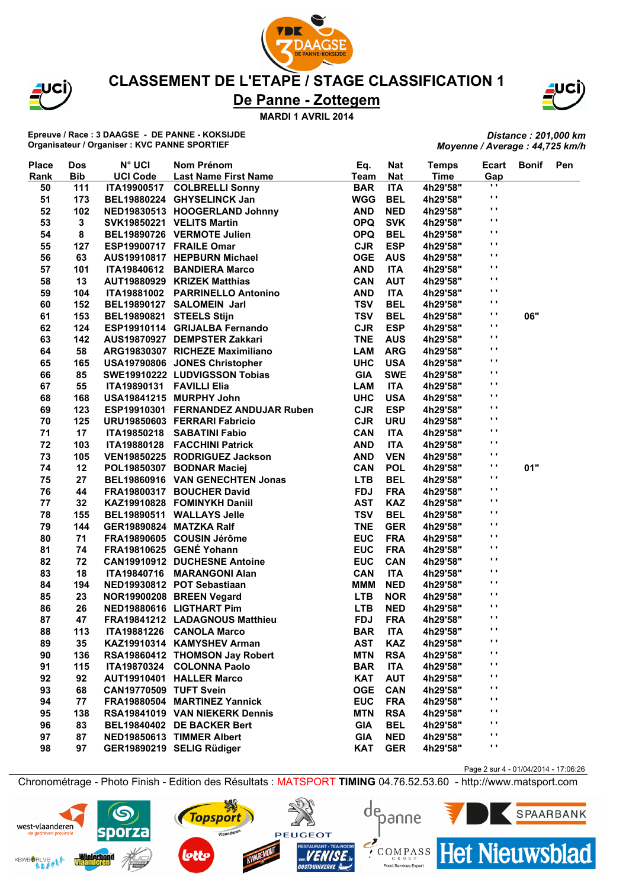# CLASSEMENT DE L'ETAPE / STAGE CLASSIFICATION 1

## De Panne - Zottegem

**MARDI 1 AVRIL 2014**

**Epreuve / Race : 3 DAAGSE - DE PANNE - KOKSIJDE**
**Organisateur / Organiser : KVC PANNE SPORTIEF**

*Distance : 201,000 km*
*Moyenne / Average : 44,725 km/h*

| Place Rank | Dos Bib | N° UCI UCI Code | Nom Prénom Last Name First Name | Eq. Team | Nat Nat | Temps Time | Ecart Gap | Bonif | Pen |
|---|---|---|---|---|---|---|---|---|---|
| 50 | 111 | ITA19900517 | COLBRELLI Sonny | BAR | ITA | 4h29'58" | " | | |
| 51 | 173 | BEL19880224 | GHYSELINCK Jan | WGG | BEL | 4h29'58" | " | | |
| 52 | 102 | NED19830513 | HOOGERLAND Johnny | AND | NED | 4h29'58" | " | | |
| 53 | 3 | SVK19850221 | VELITS Martin | OPQ | SVK | 4h29'58" | " | | |
| 54 | 8 | BEL19890726 | VERMOTE Julien | OPQ | BEL | 4h29'58" | " | | |
| 55 | 127 | ESP19900717 | FRAILE Omar | CJR | ESP | 4h29'58" | " | | |
| 56 | 63 | AUS19910817 | HEPBURN Michael | OGE | AUS | 4h29'58" | " | | |
| 57 | 101 | ITA19840612 | BANDIERA Marco | AND | ITA | 4h29'58" | " | | |
| 58 | 13 | AUT19880929 | KRIZEK Matthias | CAN | AUT | 4h29'58" | " | | |
| 59 | 104 | ITA19881002 | PARRINELLO Antonino | AND | ITA | 4h29'58" | " | | |
| 60 | 152 | BEL19890127 | SALOMEIN Jarl | TSV | BEL | 4h29'58" | " | | |
| 61 | 153 | BEL19890821 | STEELS Stijn | TSV | BEL | 4h29'58" | " | 06" | |
| 62 | 124 | ESP19910114 | GRIJALBA Fernando | CJR | ESP | 4h29'58" | " | | |
| 63 | 142 | AUS19870927 | DEMPSTER Zakkari | TNE | AUS | 4h29'58" | " | | |
| 64 | 58 | ARG19830307 | RICHEZE Maximiliano | LAM | ARG | 4h29'58" | " | | |
| 65 | 165 | USA19790806 | JONES Christopher | UHC | USA | 4h29'58" | " | | |
| 66 | 85 | SWE19910222 | LUDVIGSSON Tobias | GIA | SWE | 4h29'58" | " | | |
| 67 | 55 | ITA19890131 | FAVILLI Elia | LAM | ITA | 4h29'58" | " | | |
| 68 | 168 | USA19841215 | MURPHY John | UHC | USA | 4h29'58" | " | | |
| 69 | 123 | ESP19910301 | FERNANDEZ ANDUJAR Ruben | CJR | ESP | 4h29'58" | " | | |
| 70 | 125 | URU19850603 | FERRARI Fabricio | CJR | URU | 4h29'58" | " | | |
| 71 | 17 | ITA19850218 | SABATINI Fabio | CAN | ITA | 4h29'58" | " | | |
| 72 | 103 | ITA19880128 | FACCHINI Patrick | AND | ITA | 4h29'58" | " | | |
| 73 | 105 | VEN19850225 | RODRIGUEZ Jackson | AND | VEN | 4h29'58" | " | | |
| 74 | 12 | POL19850307 | BODNAR Maciej | CAN | POL | 4h29'58" | " | 01" | |
| 75 | 27 | BEL19860916 | VAN GENECHTEN Jonas | LTB | BEL | 4h29'58" | " | | |
| 76 | 44 | FRA19800317 | BOUCHER David | FDJ | FRA | 4h29'58" | " | | |
| 77 | 32 | KAZ19910828 | FOMINYKH Daniil | AST | KAZ | 4h29'58" | " | | |
| 78 | 155 | BEL19890511 | WALLAYS Jelle | TSV | BEL | 4h29'58" | " | | |
| 79 | 144 | GER19890824 | MATZKA Ralf | TNE | GER | 4h29'58" | " | | |
| 80 | 71 | FRA19890605 | COUSIN Jérôme | EUC | FRA | 4h29'58" | " | | |
| 81 | 74 | FRA19810625 | GENÉ Yohann | EUC | FRA | 4h29'58" | " | | |
| 82 | 72 | CAN19910912 | DUCHESNE Antoine | EUC | CAN | 4h29'58" | " | | |
| 83 | 18 | ITA19840716 | MARANGONI Alan | CAN | ITA | 4h29'58" | " | | |
| 84 | 194 | NED19930812 | POT Sebastiaan | MMM | NED | 4h29'58" | " | | |
| 85 | 23 | NOR19900208 | BREEN Vegard | LTB | NOR | 4h29'58" | " | | |
| 86 | 26 | NED19880616 | LIGTHART Pim | LTB | NED | 4h29'58" | " | | |
| 87 | 47 | FRA19841212 | LADAGNOUS Matthieu | FDJ | FRA | 4h29'58" | " | | |
| 88 | 113 | ITA19881226 | CANOLA Marco | BAR | ITA | 4h29'58" | " | | |
| 89 | 35 | KAZ19910314 | KAMYSHEV Arman | AST | KAZ | 4h29'58" | " | | |
| 90 | 136 | RSA19860412 | THOMSON Jay Robert | MTN | RSA | 4h29'58" | " | | |
| 91 | 115 | ITA19870324 | COLONNA Paolo | BAR | ITA | 4h29'58" | " | | |
| 92 | 92 | AUT19910401 | HALLER Marco | KAT | AUT | 4h29'58" | " | | |
| 93 | 68 | CAN19770509 | TUFT Svein | OGE | CAN | 4h29'58" | " | | |
| 94 | 77 | FRA19880504 | MARTINEZ Yannick | EUC | FRA | 4h29'58" | " | | |
| 95 | 138 | RSA19841019 | VAN NIEKERK Dennis | MTN | RSA | 4h29'58" | " | | |
| 96 | 83 | BEL19840402 | DE BACKER Bert | GIA | BEL | 4h29'58" | " | | |
| 97 | 87 | NED19850613 | TIMMER Albert | GIA | NED | 4h29'58" | " | | |
| 98 | 97 | GER19890219 | SELIG Rüdiger | KAT | GER | 4h29'58" | " | | |

Chronométrage - Photo Finish - Edition des Résultats : MATSPORT **TIMING** 04.76.52.53.60 - http://www.matsport.com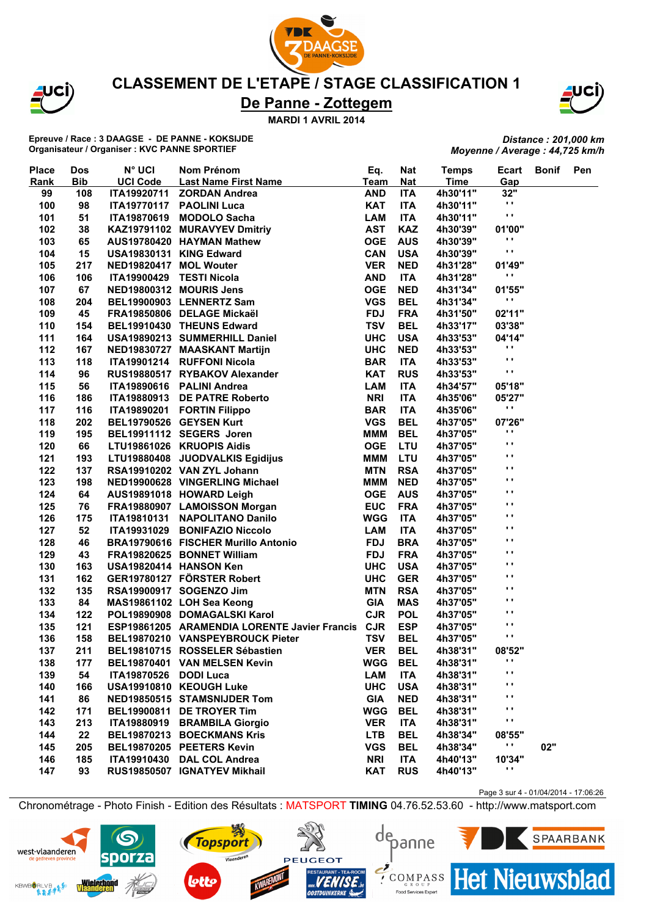# CLASSEMENT DE L'ETAPE / STAGE CLASSIFICATION 1

## De Panne - Zottegem

**MARDI 1 AVRIL 2014**

**Epreuve / Race : 3 DAAGSE - DE PANNE - KOKSIJDE**
**Organisateur / Organiser : KVC PANNE SPORTIEF**

*Distance : 201,000 km*
*Moyenne / Average : 44,725 km/h*

| Place Rank | Dos Bib | N° UCI UCI Code | Nom Prénom Last Name First Name | Eq. Team | Nat Nat | Temps Time | Ecart Gap | Bonif | Pen |
|---|---|---|---|---|---|---|---|---|---|
| 99 | 108 | ITA19920711 | ZORDAN Andrea | AND | ITA | 4h30'11" | 32" | | |
| 100 | 98 | ITA19770117 | PAOLINI Luca | KAT | ITA | 4h30'11" | " | | |
| 101 | 51 | ITA19870619 | MODOLO Sacha | LAM | ITA | 4h30'11" | " | | |
| 102 | 38 | KAZ19791102 | MURAVYEV Dmitriy | AST | KAZ | 4h30'39" | 01'00" | | |
| 103 | 65 | AUS19780420 | HAYMAN Mathew | OGE | AUS | 4h30'39" | " | | |
| 104 | 15 | USA19830131 | KING Edward | CAN | USA | 4h30'39" | " | | |
| 105 | 217 | NED19820417 | MOL Wouter | VER | NED | 4h31'28" | 01'49" | | |
| 106 | 106 | ITA19900429 | TESTI Nicola | AND | ITA | 4h31'28" | " | | |
| 107 | 67 | NED19800312 | MOURIS Jens | OGE | NED | 4h31'34" | 01'55" | | |
| 108 | 204 | BEL19900903 | LENNERTZ Sam | VGS | BEL | 4h31'34" | " | | |
| 109 | 45 | FRA19850806 | DELAGE Mickaël | FDJ | FRA | 4h31'50" | 02'11" | | |
| 110 | 154 | BEL19910430 | THEUNS Edward | TSV | BEL | 4h33'17" | 03'38" | | |
| 111 | 164 | USA19890213 | SUMMERHILL Daniel | UHC | USA | 4h33'53" | 04'14" | | |
| 112 | 167 | NED19830727 | MAASKANT Martijn | UHC | NED | 4h33'53" | " | | |
| 113 | 118 | ITA19901214 | RUFFONI Nicola | BAR | ITA | 4h33'53" | " | | |
| 114 | 96 | RUS19880517 | RYBAKOV Alexander | KAT | RUS | 4h33'53" | " | | |
| 115 | 56 | ITA19890616 | PALINI Andrea | LAM | ITA | 4h34'57" | 05'18" | | |
| 116 | 186 | ITA19880913 | DE PATRE Roberto | NRI | ITA | 4h35'06" | 05'27" | | |
| 117 | 116 | ITA19890201 | FORTIN Filippo | BAR | ITA | 4h35'06" | " | | |
| 118 | 202 | BEL19790526 | GEYSEN Kurt | VGS | BEL | 4h37'05" | 07'26" | | |
| 119 | 195 | BEL19911112 | SEGERS Joren | MMM | BEL | 4h37'05" | " | | |
| 120 | 66 | LTU19861026 | KRUOPIS Aidis | OGE | LTU | 4h37'05" | " | | |
| 121 | 193 | LTU19880408 | JUODVALKIS Egidijus | MMM | LTU | 4h37'05" | " | | |
| 122 | 137 | RSA19910202 | VAN ZYL Johann | MTN | RSA | 4h37'05" | " | | |
| 123 | 198 | NED19900628 | VINGERLING Michael | MMM | NED | 4h37'05" | " | | |
| 124 | 64 | AUS19891018 | HOWARD Leigh | OGE | AUS | 4h37'05" | " | | |
| 125 | 76 | FRA19880907 | LAMOISSON Morgan | EUC | FRA | 4h37'05" | " | | |
| 126 | 175 | ITA19810131 | NAPOLITANO Danilo | WGG | ITA | 4h37'05" | " | | |
| 127 | 52 | ITA19931029 | BONIFAZIO Niccolo | LAM | ITA | 4h37'05" | " | | |
| 128 | 46 | BRA19790616 | FISCHER Murillo Antonio | FDJ | BRA | 4h37'05" | " | | |
| 129 | 43 | FRA19820625 | BONNET William | FDJ | FRA | 4h37'05" | " | | |
| 130 | 163 | USA19820414 | HANSON Ken | UHC | USA | 4h37'05" | " | | |
| 131 | 162 | GER19780127 | FÖRSTER Robert | UHC | GER | 4h37'05" | " | | |
| 132 | 135 | RSA19900917 | SOGENZO Jim | MTN | RSA | 4h37'05" | " | | |
| 133 | 84 | MAS19861102 | LOH Sea Keong | GIA | MAS | 4h37'05" | " | | |
| 134 | 122 | POL19890908 | DOMAGALSKI Karol | CJR | POL | 4h37'05" | " | | |
| 135 | 121 | ESP19861205 | ARAMENDIA LORENTE Javier Francis | CJR | ESP | 4h37'05" | " | | |
| 136 | 158 | BEL19870210 | VANSPEYBROUCK Pieter | TSV | BEL | 4h37'05" | " | | |
| 137 | 211 | BEL19810715 | ROSSELER Sébastien | VER | BEL | 4h38'31" | 08'52" | | |
| 138 | 177 | BEL19870401 | VAN MELSEN Kevin | WGG | BEL | 4h38'31" | " | | |
| 139 | 54 | ITA19870526 | DODI Luca | LAM | ITA | 4h38'31" | " | | |
| 140 | 166 | USA19910810 | KEOUGH Luke | UHC | USA | 4h38'31" | " | | |
| 141 | 86 | NED19850515 | STAMSNIJDER Tom | GIA | NED | 4h38'31" | " | | |
| 142 | 171 | BEL19900811 | DE TROYER Tim | WGG | BEL | 4h38'31" | " | | |
| 143 | 213 | ITA19880919 | BRAMBILA Giorgio | VER | ITA | 4h38'31" | " | | |
| 144 | 22 | BEL19870213 | BOECKMANS Kris | LTB | BEL | 4h38'34" | 08'55" | | |
| 145 | 205 | BEL19870205 | PEETERS Kevin | VGS | BEL | 4h38'34" | " | 02" | |
| 146 | 185 | ITA19910430 | DAL COL Andrea | NRI | ITA | 4h40'13" | 10'34" | | |
| 147 | 93 | RUS19850507 | IGNATYEV Mikhail | KAT | RUS | 4h40'13" | " | | |

Page 3 sur 4 - 01/04/2014 - 17:06:26

Chronométrage - Photo Finish - Edition des Résultats : MATSPORT TIMING 04.76.52.53.60 - http://www.matsport.com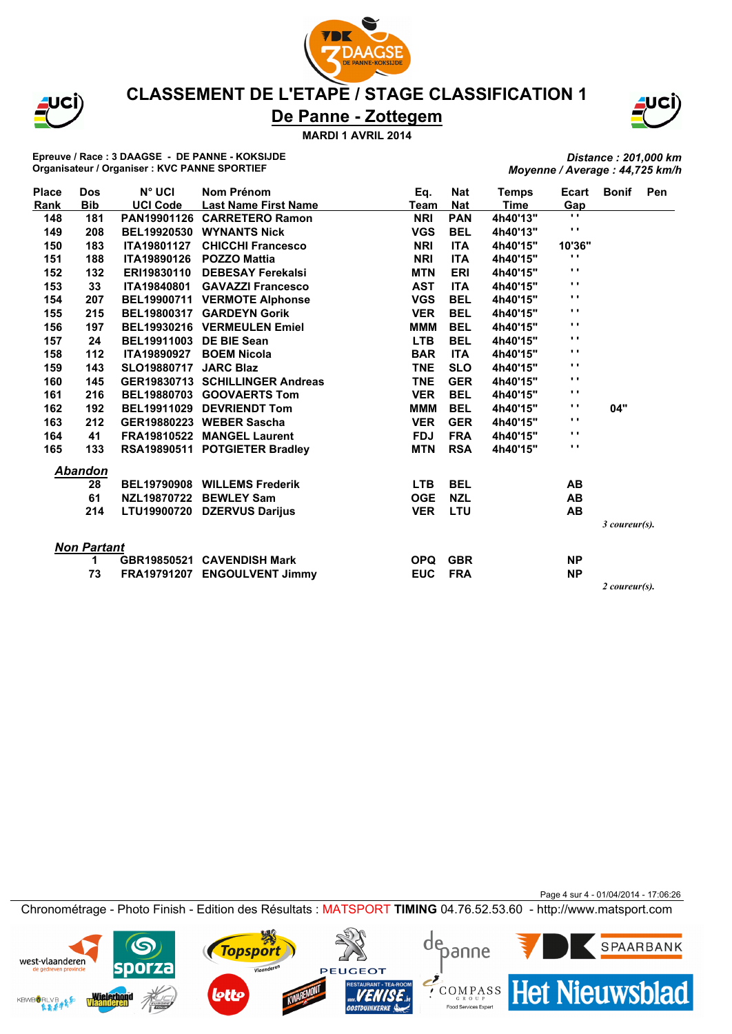# CLASSEMENT DE L'ETAPE / STAGE CLASSIFICATION 1

## De Panne - Zottegem

**MARDI 1 AVRIL 2014**

**Epreuve / Race : 3 DAAGSE - DE PANNE - KOKSIJDE**
**Organisateur / Organiser : KVC PANNE SPORTIEF**

*Distance : 201,000 km*
*Moyenne / Average : 44,725 km/h*

| Place Rank | Dos Bib | N° UCI UCI Code | Nom Prénom Last Name First Name | Eq. Team | Nat Nat | Temps Time | Ecart Gap | Bonif | Pen |
|---|---|---|---|---|---|---|---|---|---|
| 148 | 181 | PAN19901126 | CARRETERO Ramon | NRI | PAN | 4h40'13" | " | | |
| 149 | 208 | BEL19920530 | WYNANTS Nick | VGS | BEL | 4h40'13" | " | | |
| 150 | 183 | ITA19801127 | CHICCHI Francesco | NRI | ITA | 4h40'15" | 10'36" | | |
| 151 | 188 | ITA19890126 | POZZO Mattia | NRI | ITA | 4h40'15" | " | | |
| 152 | 132 | ERI19830110 | DEBESAY Ferekalsi | MTN | ERI | 4h40'15" | " | | |
| 153 | 33 | ITA19840801 | GAVAZZI Francesco | AST | ITA | 4h40'15" | " | | |
| 154 | 207 | BEL19900711 | VERMOTE Alphonse | VGS | BEL | 4h40'15" | " | | |
| 155 | 215 | BEL19800317 | GARDEYN Gorik | VER | BEL | 4h40'15" | " | | |
| 156 | 197 | BEL19930216 | VERMEULEN Emiel | MMM | BEL | 4h40'15" | " | | |
| 157 | 24 | BEL19911003 | DE BIE Sean | LTB | BEL | 4h40'15" | " | | |
| 158 | 112 | ITA19890927 | BOEM Nicola | BAR | ITA | 4h40'15" | " | | |
| 159 | 143 | SLO19880717 | JARC Blaz | TNE | SLO | 4h40'15" | " | | |
| 160 | 145 | GER19830713 | SCHILLINGER Andreas | TNE | GER | 4h40'15" | " | | |
| 161 | 216 | BEL19880703 | GOOVAERTS Tom | VER | BEL | 4h40'15" | " | | |
| 162 | 192 | BEL19911029 | DEVRIENDT Tom | MMM | BEL | 4h40'15" | " | 04" | |
| 163 | 212 | GER19880223 | WEBER Sascha | VER | GER | 4h40'15" | " | | |
| 164 | 41 | FRA19810522 | MANGEL Laurent | FDJ | FRA | 4h40'15" | " | | |
| 165 | 133 | RSA19890511 | POTGIETER Bradley | MTN | RSA | 4h40'15" | " | | |

***Abandon***

| Dos Bib | N° UCI UCI Code | Nom Prénom Last Name First Name | Eq. Team | Nat Nat | Ecart Gap |
|---|---|---|---|---|---|
| 28 | BEL19790908 | WILLEMS Frederik | LTB | BEL | AB |
| 61 | NZL19870722 | BEWLEY Sam | OGE | NZL | AB |
| 214 | LTU19900720 | DZERVUS Darijus | VER | LTU | AB |

*3 coureur(s).*

***Non Partant***

| Dos Bib | N° UCI UCI Code | Nom Prénom Last Name First Name | Eq. Team | Nat Nat | Ecart Gap |
|---|---|---|---|---|---|
| 1 | GBR19850521 | CAVENDISH Mark | OPQ | GBR | NP |
| 73 | FRA19791207 | ENGOULVENT Jimmy | EUC | FRA | NP |

*2 coureur(s).*

Chronométrage - Photo Finish - Edition des Résultats : MATSPORT **TIMING** 04.76.52.53.60 - http://www.matsport.com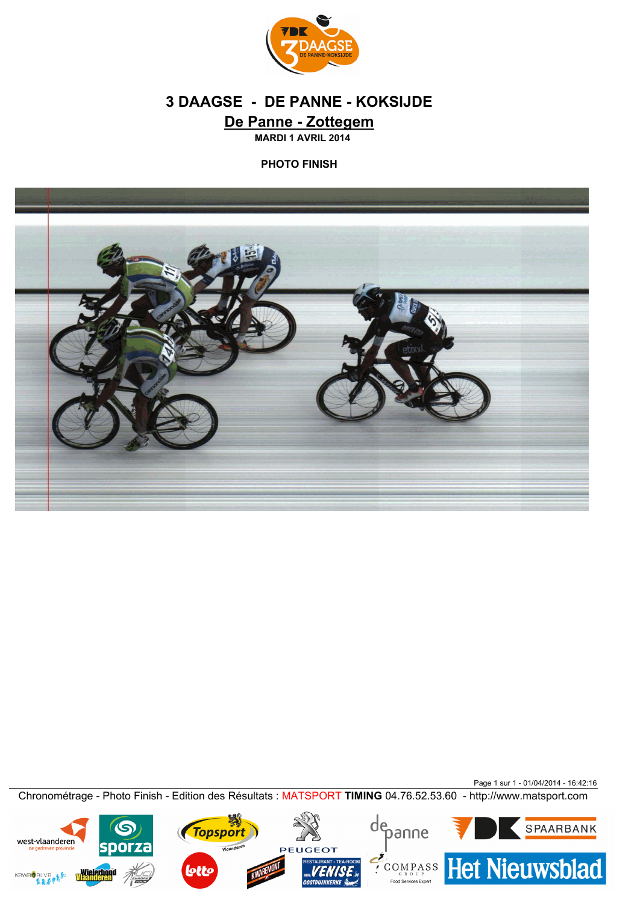# 3 DAAGSE - DE PANNE - KOKSIJDE

## De Panne - Zottegem

**MARDI 1 AVRIL 2014**

**PHOTO FINISH**

Chronométrage - Photo Finish - Edition des Résultats : MATSPORT **TIMING** 04.76.52.53.60 - http://www.matsport.com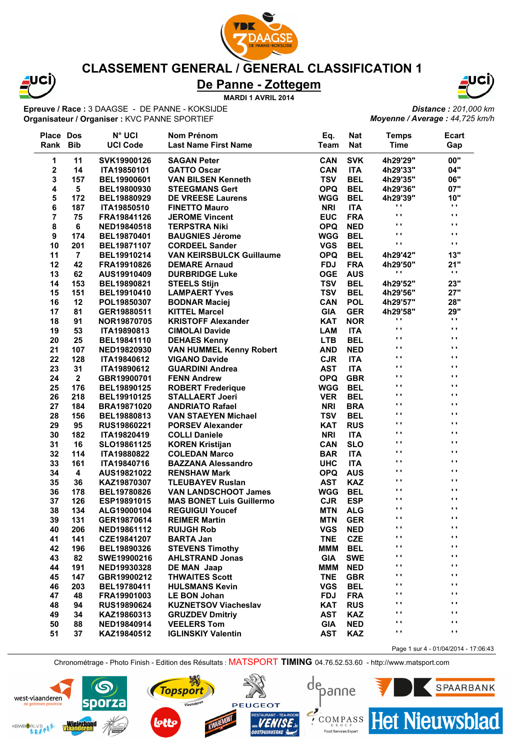# CLASSEMENT GENERAL / GENERAL CLASSIFICATION 1

## De Panne - Zottegem

**MARDI 1 AVRIL 2014**

**Epreuve / Race :** 3 DAAGSE - DE PANNE - KOKSIJDE
**Organisateur / Organiser :** KVC PANNE SPORTIEF

***Distance :** 201,000 km*
***Moyenne / Average :** 44,725 km/h*

| Place Rank | Dos Bib | N° UCI UCI Code | Nom Prénom Last Name First Name | Eq. Team | Nat Nat | Temps Time | Ecart Gap |
|---|---|---|---|---|---|---|---|
| 1 | 11 | SVK19900126 | SAGAN Peter | CAN | SVK | 4h29'29" | 00" |
| 2 | 14 | ITA19850101 | GATTO Oscar | CAN | ITA | 4h29'33" | 04" |
| 3 | 157 | BEL19900601 | VAN BILSEN Kenneth | TSV | BEL | 4h29'35" | 06" |
| 4 | 5 | BEL19800930 | STEEGMANS Gert | OPQ | BEL | 4h29'36" | 07" |
| 5 | 172 | BEL19880929 | DE VREESE Laurens | WGG | BEL | 4h29'39" | 10" |
| 6 | 187 | ITA19850510 | FINETTO Mauro | NRI | ITA | " | " |
| 7 | 75 | FRA19841126 | JEROME Vincent | EUC | FRA | " | " |
| 8 | 6 | NED19840518 | TERPSTRA Niki | OPQ | NED | " | " |
| 9 | 174 | BEL19870401 | BAUGNIES Jérome | WGG | BEL | " | " |
| 10 | 201 | BEL19871107 | CORDEEL Sander | VGS | BEL | " | " |
| 11 | 7 | BEL19910214 | VAN KEIRSBULCK Guillaume | OPQ | BEL | 4h29'42" | 13" |
| 12 | 42 | FRA19910826 | DEMARE Arnaud | FDJ | FRA | 4h29'50" | 21" |
| 13 | 62 | AUS19910409 | DURBRIDGE Luke | OGE | AUS | " | " |
| 14 | 153 | BEL19890821 | STEELS Stijn | TSV | BEL | 4h29'52" | 23" |
| 15 | 151 | BEL19910410 | LAMPAERT Yves | TSV | BEL | 4h29'56" | 27" |
| 16 | 12 | POL19850307 | BODNAR Maciej | CAN | POL | 4h29'57" | 28" |
| 17 | 81 | GER19880511 | KITTEL Marcel | GIA | GER | 4h29'58" | 29" |
| 18 | 91 | NOR19870705 | KRISTOFF Alexander | KAT | NOR | " | " |
| 19 | 53 | ITA19890813 | CIMOLAI Davide | LAM | ITA | " | " |
| 20 | 25 | BEL19841110 | DEHAES Kenny | LTB | BEL | " | " |
| 21 | 107 | NED19820930 | VAN HUMMEL Kenny Robert | AND | NED | " | " |
| 22 | 128 | ITA19840612 | VIGANO Davide | CJR | ITA | " | " |
| 23 | 31 | ITA19890612 | GUARDINI Andrea | AST | ITA | " | " |
| 24 | 2 | GBR19900701 | FENN Andrew | OPQ | GBR | " | " |
| 25 | 176 | BEL19890125 | ROBERT Frederique | WGG | BEL | " | " |
| 26 | 218 | BEL19910125 | STALLAERT Joeri | VER | BEL | " | " |
| 27 | 184 | BRA19871020 | ANDRIATO Rafael | NRI | BRA | " | " |
| 28 | 156 | BEL19880813 | VAN STAEYEN Michael | TSV | BEL | " | " |
| 29 | 95 | RUS19860221 | PORSEV Alexander | KAT | RUS | " | " |
| 30 | 182 | ITA19820419 | COLLI Daniele | NRI | ITA | " | " |
| 31 | 16 | SLO19861125 | KOREN Kristijan | CAN | SLO | " | " |
| 32 | 114 | ITA19880822 | COLEDAN Marco | BAR | ITA | " | " |
| 33 | 161 | ITA19840716 | BAZZANA Alessandro | UHC | ITA | " | " |
| 34 | 4 | AUS19821022 | RENSHAW Mark | OPQ | AUS | " | " |
| 35 | 36 | KAZ19870307 | TLEUBAYEV Ruslan | AST | KAZ | " | " |
| 36 | 178 | BEL19780826 | VAN LANDSCHOOT James | WGG | BEL | " | " |
| 37 | 126 | ESP19891015 | MAS BONET Luis Guillermo | CJR | ESP | " | " |
| 38 | 134 | ALG19000104 | REGUIGUI Youcef | MTN | ALG | " | " |
| 39 | 131 | GER19870614 | REIMER Martin | MTN | GER | " | " |
| 40 | 206 | NED19861112 | RUIJGH Rob | VGS | NED | " | " |
| 41 | 141 | CZE19841207 | BARTA Jan | TNE | CZE | " | " |
| 42 | 196 | BEL19890326 | STEVENS Timothy | MMM | BEL | " | " |
| 43 | 82 | SWE19900216 | AHLSTRAND Jonas | GIA | SWE | " | " |
| 44 | 191 | NED19930328 | DE MAN Jaap | MMM | NED | " | " |
| 45 | 147 | GBR19900212 | THWAITES Scott | TNE | GBR | " | " |
| 46 | 203 | BEL19780411 | HULSMANS Kevin | VGS | BEL | " | " |
| 47 | 48 | FRA19901003 | LE BON Johan | FDJ | FRA | " | " |
| 48 | 94 | RUS19890624 | KUZNETSOV Viacheslav | KAT | RUS | " | " |
| 49 | 34 | KAZ19860313 | GRUZDEV Dmitriy | AST | KAZ | " | " |
| 50 | 88 | NED19840914 | VEELERS Tom | GIA | NED | " | " |
| 51 | 37 | KAZ19840512 | IGLINSKIY Valentin | AST | KAZ | " | " |

Page 1 sur 4 - 01/04/2014 - 17:06:43

Chronométrage - Photo Finish - Edition des Résultats : MATSPORT TIMING 04.76.52.53.60 - http://www.matsport.com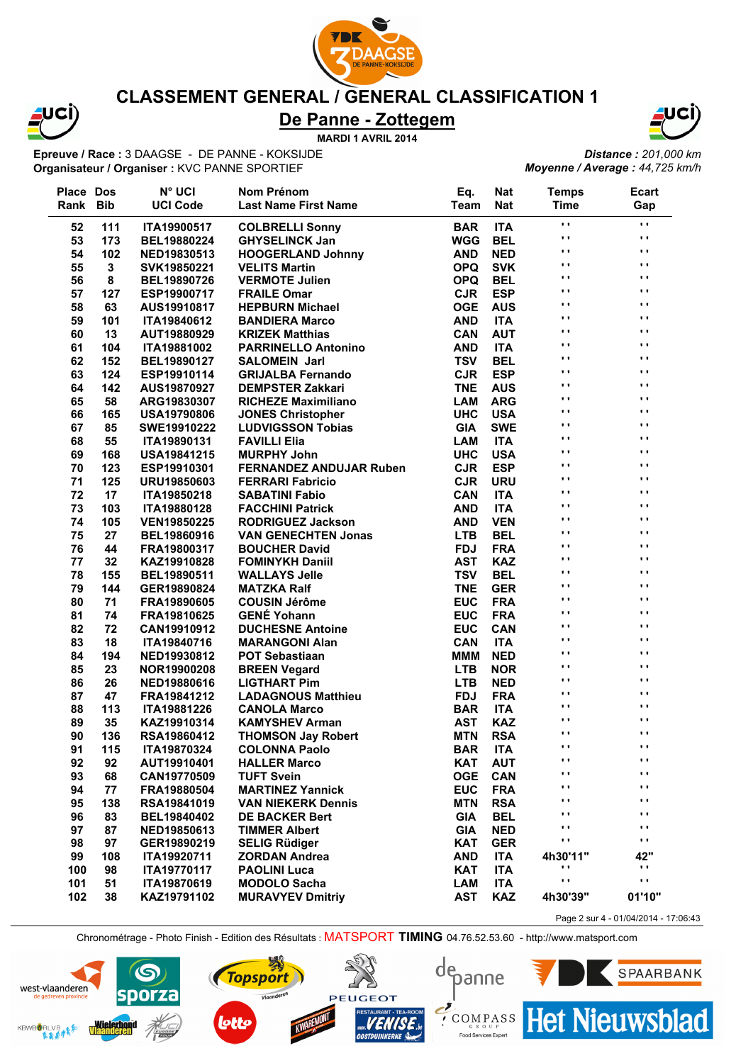# CLASSEMENT GENERAL / GENERAL CLASSIFICATION 1

## De Panne - Zottegem

**MARDI 1 AVRIL 2014**

**Epreuve / Race :** 3 DAAGSE - DE PANNE - KOKSIJDE
**Organisateur / Organiser :** KVC PANNE SPORTIEF

***Distance :** 201,000 km*
***Moyenne / Average :** 44,725 km/h*

| Place Rank | Dos Bib | N° UCI UCI Code | Nom Prénom Last Name First Name | Eq. Team | Nat Nat | Temps Time | Ecart Gap |
|---|---|---|---|---|---|---|---|
| 52 | 111 | ITA19900517 | COLBRELLI Sonny | BAR | ITA | " | " |
| 53 | 173 | BEL19880224 | GHYSELINCK Jan | WGG | BEL | " | " |
| 54 | 102 | NED19830513 | HOOGERLAND Johnny | AND | NED | " | " |
| 55 | 3 | SVK19850221 | VELITS Martin | OPQ | SVK | " | " |
| 56 | 8 | BEL19890726 | VERMOTE Julien | OPQ | BEL | " | " |
| 57 | 127 | ESP19900717 | FRAILE Omar | CJR | ESP | " | " |
| 58 | 63 | AUS19910817 | HEPBURN Michael | OGE | AUS | " | " |
| 59 | 101 | ITA19840612 | BANDIERA Marco | AND | ITA | " | " |
| 60 | 13 | AUT19880929 | KRIZEK Matthias | CAN | AUT | " | " |
| 61 | 104 | ITA19881002 | PARRINELLO Antonino | AND | ITA | " | " |
| 62 | 152 | BEL19890127 | SALOMEIN Jarl | TSV | BEL | " | " |
| 63 | 124 | ESP19910114 | GRIJALBA Fernando | CJR | ESP | " | " |
| 64 | 142 | AUS19870927 | DEMPSTER Zakkari | TNE | AUS | " | " |
| 65 | 58 | ARG19830307 | RICHEZE Maximiliano | LAM | ARG | " | " |
| 66 | 165 | USA19790806 | JONES Christopher | UHC | USA | " | " |
| 67 | 85 | SWE19910222 | LUDVIGSSON Tobias | GIA | SWE | " | " |
| 68 | 55 | ITA19890131 | FAVILLI Elia | LAM | ITA | " | " |
| 69 | 168 | USA19841215 | MURPHY John | UHC | USA | " | " |
| 70 | 123 | ESP19910301 | FERNANDEZ ANDUJAR Ruben | CJR | ESP | " | " |
| 71 | 125 | URU19850603 | FERRARI Fabricio | CJR | URU | " | " |
| 72 | 17 | ITA19850218 | SABATINI Fabio | CAN | ITA | " | " |
| 73 | 103 | ITA19880128 | FACCHINI Patrick | AND | ITA | " | " |
| 74 | 105 | VEN19850225 | RODRIGUEZ Jackson | AND | VEN | " | " |
| 75 | 27 | BEL19860916 | VAN GENECHTEN Jonas | LTB | BEL | " | " |
| 76 | 44 | FRA19800317 | BOUCHER David | FDJ | FRA | " | " |
| 77 | 32 | KAZ19910828 | FOMINYKH Daniil | AST | KAZ | " | " |
| 78 | 155 | BEL19890511 | WALLAYS Jelle | TSV | BEL | " | " |
| 79 | 144 | GER19890824 | MATZKA Ralf | TNE | GER | " | " |
| 80 | 71 | FRA19890605 | COUSIN Jérôme | EUC | FRA | " | " |
| 81 | 74 | FRA19810625 | GENÉ Yohann | EUC | FRA | " | " |
| 82 | 72 | CAN19910912 | DUCHESNE Antoine | EUC | CAN | " | " |
| 83 | 18 | ITA19840716 | MARANGONI Alan | CAN | ITA | " | " |
| 84 | 194 | NED19930812 | POT Sebastiaan | MMM | NED | " | " |
| 85 | 23 | NOR19900208 | BREEN Vegard | LTB | NOR | " | " |
| 86 | 26 | NED19880616 | LIGTHART Pim | LTB | NED | " | " |
| 87 | 47 | FRA19841212 | LADAGNOUS Matthieu | FDJ | FRA | " | " |
| 88 | 113 | ITA19881226 | CANOLA Marco | BAR | ITA | " | " |
| 89 | 35 | KAZ19910314 | KAMYSHEV Arman | AST | KAZ | " | " |
| 90 | 136 | RSA19860412 | THOMSON Jay Robert | MTN | RSA | " | " |
| 91 | 115 | ITA19870324 | COLONNA Paolo | BAR | ITA | " | " |
| 92 | 92 | AUT19910401 | HALLER Marco | KAT | AUT | " | " |
| 93 | 68 | CAN19770509 | TUFT Svein | OGE | CAN | " | " |
| 94 | 77 | FRA19880504 | MARTINEZ Yannick | EUC | FRA | " | " |
| 95 | 138 | RSA19841019 | VAN NIEKERK Dennis | MTN | RSA | " | " |
| 96 | 83 | BEL19840402 | DE BACKER Bert | GIA | BEL | " | " |
| 97 | 87 | NED19850613 | TIMMER Albert | GIA | NED | " | " |
| 98 | 97 | GER19890219 | SELIG Rüdiger | KAT | GER | " | " |
| 99 | 108 | ITA19920711 | ZORDAN Andrea | AND | ITA | 4h30'11" | 42" |
| 100 | 98 | ITA19770117 | PAOLINI Luca | KAT | ITA | " | " |
| 101 | 51 | ITA19870619 | MODOLO Sacha | LAM | ITA | " | " |
| 102 | 38 | KAZ19791102 | MURAVYEV Dmitriy | AST | KAZ | 4h30'39" | 01'10" |

Page 2 sur 4 - 01/04/2014 - 17:06:43

Chronométrage - Photo Finish - Edition des Résultats : MATSPORT TIMING 04.76.52.53.60 - http://www.matsport.com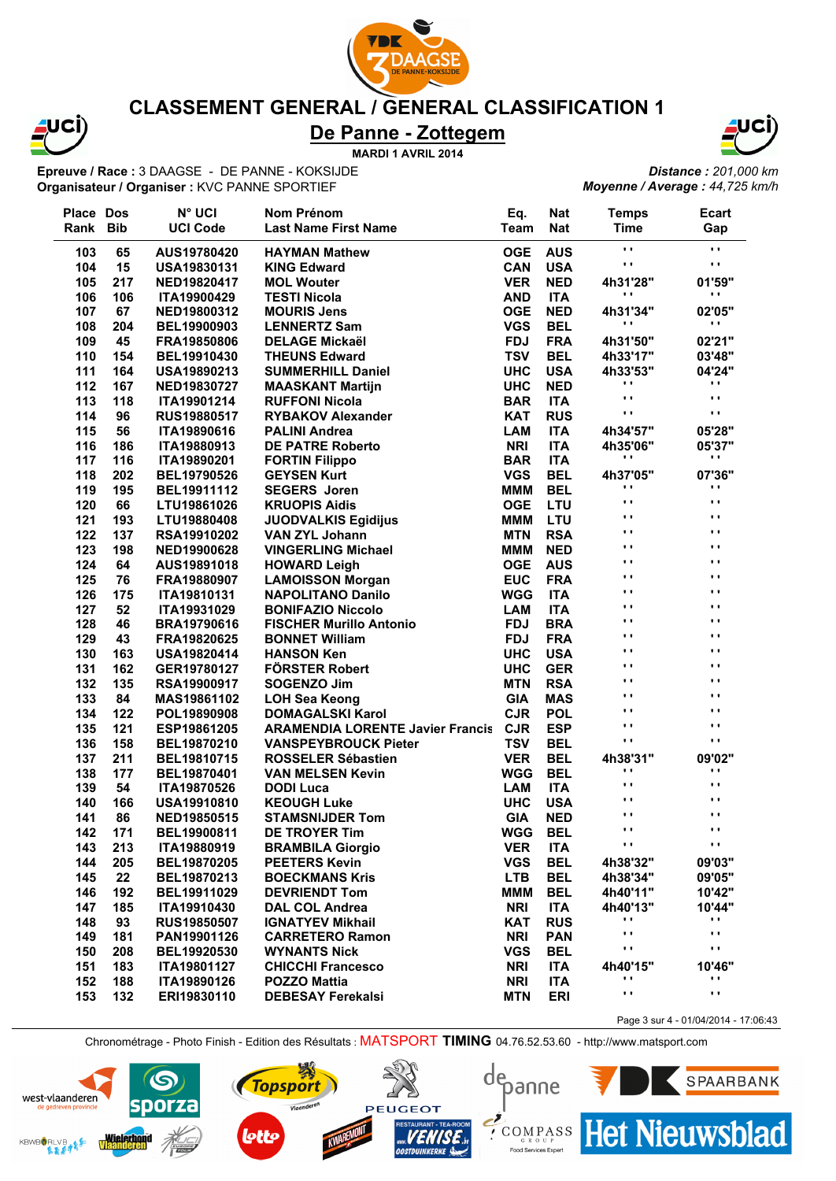# CLASSEMENT GENERAL / GENERAL CLASSIFICATION 1

## De Panne - Zottegem

**MARDI 1 AVRIL 2014**

**Epreuve / Race :** 3 DAAGSE - DE PANNE - KOKSIJDE
**Organisateur / Organiser :** KVC PANNE SPORTIEF

***Distance :** 201,000 km*
***Moyenne / Average :** 44,725 km/h*

| Place Rank | Dos Bib | N° UCI UCI Code | Nom Prénom Last Name First Name | Eq. Team | Nat Nat | Temps Time | Ecart Gap |
|---|---|---|---|---|---|---|---|
| 103 | 65 | AUS19780420 | HAYMAN Mathew | OGE | AUS | " | " |
| 104 | 15 | USA19830131 | KING Edward | CAN | USA | " | " |
| 105 | 217 | NED19820417 | MOL Wouter | VER | NED | 4h31'28" | 01'59" |
| 106 | 106 | ITA19900429 | TESTI Nicola | AND | ITA | " | " |
| 107 | 67 | NED19800312 | MOURIS Jens | OGE | NED | 4h31'34" | 02'05" |
| 108 | 204 | BEL19900903 | LENNERTZ Sam | VGS | BEL | " | " |
| 109 | 45 | FRA19850806 | DELAGE Mickaël | FDJ | FRA | 4h31'50" | 02'21" |
| 110 | 154 | BEL19910430 | THEUNS Edward | TSV | BEL | 4h33'17" | 03'48" |
| 111 | 164 | USA19890213 | SUMMERHILL Daniel | UHC | USA | 4h33'53" | 04'24" |
| 112 | 167 | NED19830727 | MAASKANT Martijn | UHC | NED | " | " |
| 113 | 118 | ITA19901214 | RUFFONI Nicola | BAR | ITA | " | " |
| 114 | 96 | RUS19880517 | RYBAKOV Alexander | KAT | RUS | " | " |
| 115 | 56 | ITA19890616 | PALINI Andrea | LAM | ITA | 4h34'57" | 05'28" |
| 116 | 186 | ITA19880913 | DE PATRE Roberto | NRI | ITA | 4h35'06" | 05'37" |
| 117 | 116 | ITA19890201 | FORTIN Filippo | BAR | ITA | " | " |
| 118 | 202 | BEL19790526 | GEYSEN Kurt | VGS | BEL | 4h37'05" | 07'36" |
| 119 | 195 | BEL19911112 | SEGERS Joren | MMM | BEL | " | " |
| 120 | 66 | LTU19861026 | KRUOPIS Aidis | OGE | LTU | " | " |
| 121 | 193 | LTU19880408 | JUODVALKIS Egidijus | MMM | LTU | " | " |
| 122 | 137 | RSA19910202 | VAN ZYL Johann | MTN | RSA | " | " |
| 123 | 198 | NED19900628 | VINGERLING Michael | MMM | NED | " | " |
| 124 | 64 | AUS19891018 | HOWARD Leigh | OGE | AUS | " | " |
| 125 | 76 | FRA19880907 | LAMOISSON Morgan | EUC | FRA | " | " |
| 126 | 175 | ITA19810131 | NAPOLITANO Danilo | WGG | ITA | " | " |
| 127 | 52 | ITA19931029 | BONIFAZIO Niccolo | LAM | ITA | " | " |
| 128 | 46 | BRA19790616 | FISCHER Murillo Antonio | FDJ | BRA | " | " |
| 129 | 43 | FRA19820625 | BONNET William | FDJ | FRA | " | " |
| 130 | 163 | USA19820414 | HANSON Ken | UHC | USA | " | " |
| 131 | 162 | GER19780127 | FÖRSTER Robert | UHC | GER | " | " |
| 132 | 135 | RSA19900917 | SOGENZO Jim | MTN | RSA | " | " |
| 133 | 84 | MAS19861102 | LOH Sea Keong | GIA | MAS | " | " |
| 134 | 122 | POL19890908 | DOMAGALSKI Karol | CJR | POL | " | " |
| 135 | 121 | ESP19861205 | ARAMENDIA LORENTE Javier Francis | CJR | ESP | " | " |
| 136 | 158 | BEL19870210 | VANSPEYBROUCK Pieter | TSV | BEL | " | " |
| 137 | 211 | BEL19810715 | ROSSELER Sébastien | VER | BEL | 4h38'31" | 09'02" |
| 138 | 177 | BEL19870401 | VAN MELSEN Kevin | WGG | BEL | " | " |
| 139 | 54 | ITA19870526 | DODI Luca | LAM | ITA | " | " |
| 140 | 166 | USA19910810 | KEOUGH Luke | UHC | USA | " | " |
| 141 | 86 | NED19850515 | STAMSNIJDER Tom | GIA | NED | " | " |
| 142 | 171 | BEL19900811 | DE TROYER Tim | WGG | BEL | " | " |
| 143 | 213 | ITA19880919 | BRAMBILA Giorgio | VER | ITA | " | " |
| 144 | 205 | BEL19870205 | PEETERS Kevin | VGS | BEL | 4h38'32" | 09'03" |
| 145 | 22 | BEL19870213 | BOECKMANS Kris | LTB | BEL | 4h38'34" | 09'05" |
| 146 | 192 | BEL19911029 | DEVRIENDT Tom | MMM | BEL | 4h40'11" | 10'42" |
| 147 | 185 | ITA19910430 | DAL COL Andrea | NRI | ITA | 4h40'13" | 10'44" |
| 148 | 93 | RUS19850507 | IGNATYEV Mikhail | KAT | RUS | " | " |
| 149 | 181 | PAN19901126 | CARRETERO Ramon | NRI | PAN | " | " |
| 150 | 208 | BEL19920530 | WYNANTS Nick | VGS | BEL | " | " |
| 151 | 183 | ITA19801127 | CHICCHI Francesco | NRI | ITA | 4h40'15" | 10'46" |
| 152 | 188 | ITA19890126 | POZZO Mattia | NRI | ITA | " | " |
| 153 | 132 | ERI19830110 | DEBESAY Ferekalsi | MTN | ERI | " | " |

Page 3 sur 4 - 01/04/2014 - 17:06:43

Chronométrage - Photo Finish - Edition des Résultats : MATSPORT TIMING 04.76.52.53.60 - http://www.matsport.com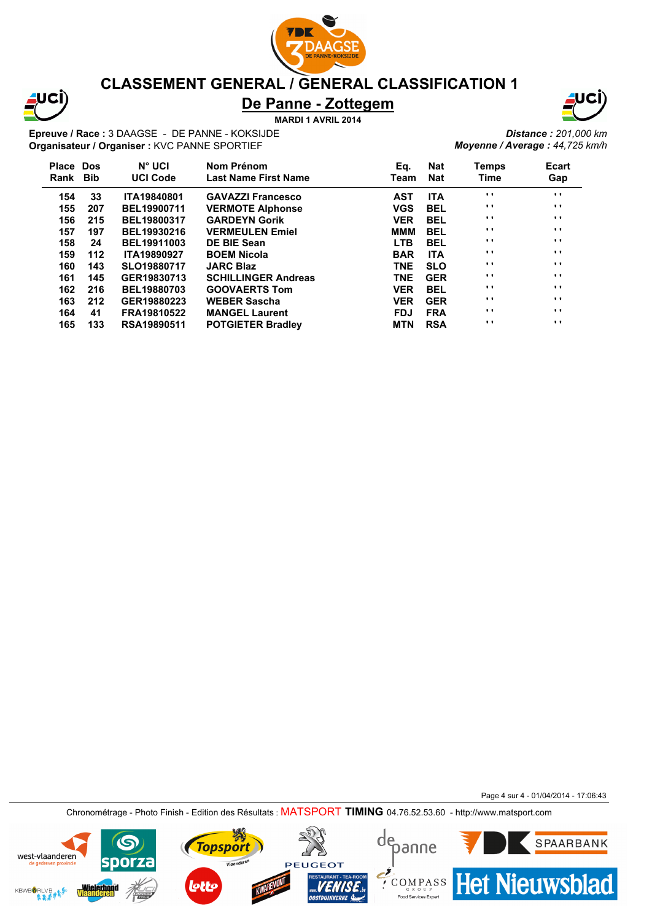# CLASSEMENT GENERAL / GENERAL CLASSIFICATION 1

## De Panne - Zottegem

**MARDI 1 AVRIL 2014**

**Epreuve / Race :** 3 DAAGSE - DE PANNE - KOKSIJDE
**Organisateur / Organiser :** KVC PANNE SPORTIEF

***Distance :*** *201,000 km*
***Moyenne / Average :*** *44,725 km/h*

| Place Rank | Dos Bib | N° UCI UCI Code | Nom Prénom Last Name First Name | Eq. Team | Nat Nat | Temps Time | Ecart Gap |
|---|---|---|---|---|---|---|---|
| 154 | 33 | ITA19840801 | GAVAZZI Francesco | AST | ITA | ' ' | ' ' |
| 155 | 207 | BEL19900711 | VERMOTE Alphonse | VGS | BEL | ' ' | ' ' |
| 156 | 215 | BEL19800317 | GARDEYN Gorik | VER | BEL | ' ' | ' ' |
| 157 | 197 | BEL19930216 | VERMEULEN Emiel | MMM | BEL | ' ' | ' ' |
| 158 | 24 | BEL19911003 | DE BIE Sean | LTB | BEL | ' ' | ' ' |
| 159 | 112 | ITA19890927 | BOEM Nicola | BAR | ITA | ' ' | ' ' |
| 160 | 143 | SLO19880717 | JARC Blaz | TNE | SLO | ' ' | ' ' |
| 161 | 145 | GER19830713 | SCHILLINGER Andreas | TNE | GER | ' ' | ' ' |
| 162 | 216 | BEL19880703 | GOOVAERTS Tom | VER | BEL | ' ' | ' ' |
| 163 | 212 | GER19880223 | WEBER Sascha | VER | GER | ' ' | ' ' |
| 164 | 41 | FRA19810522 | MANGEL Laurent | FDJ | FRA | ' ' | ' ' |
| 165 | 133 | RSA19890511 | POTGIETER Bradley | MTN | RSA | ' ' | ' ' |

Chronométrage - Photo Finish - Edition des Résultats : MATSPORT **TIMING** 04.76.52.53.60 - http://www.matsport.com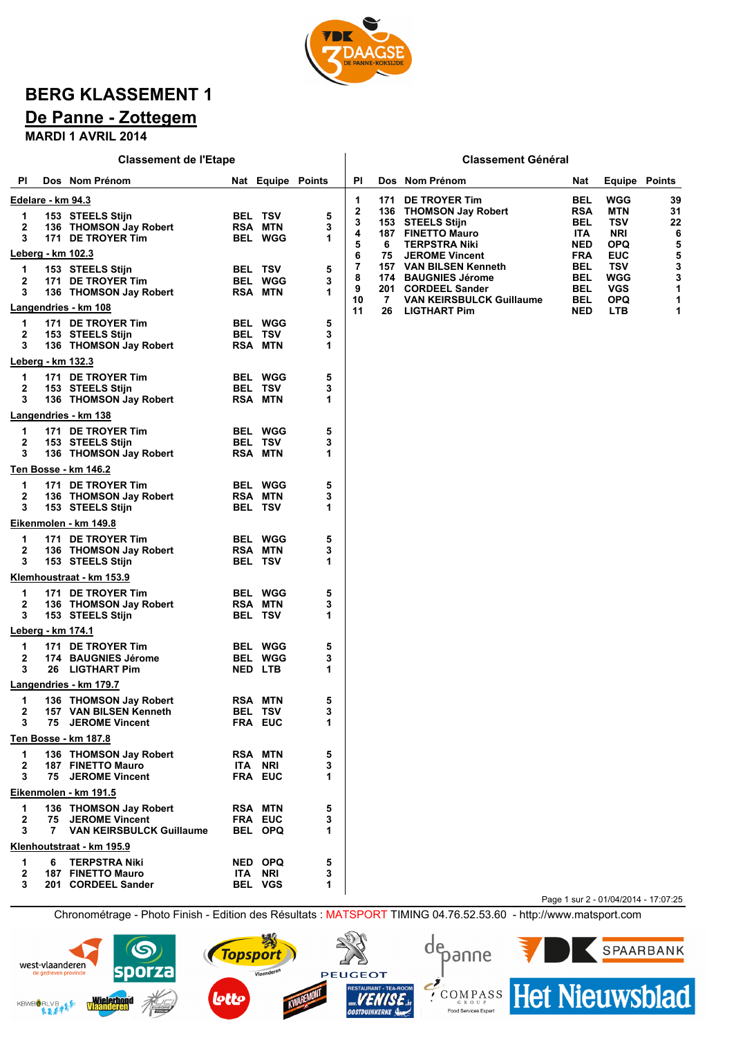# BERG KLASSEMENT 1

## De Panne - Zottegem

**MARDI 1 AVRIL 2014**

### Classement de l'Etape

| Pl | Dos | Nom Prénom | Nat | Equipe | Points |
|---|---|---|---|---|---|
| **Edelare - km 94.3** | | | | | |
| 1 | 153 | STEELS Stijn | BEL | TSV | 5 |
| 2 | 136 | THOMSON Jay Robert | RSA | MTN | 3 |
| 3 | 171 | DE TROYER Tim | BEL | WGG | 1 |
| **Leberg - km 102.3** | | | | | |
| 1 | 153 | STEELS Stijn | BEL | TSV | 5 |
| 2 | 171 | DE TROYER Tim | BEL | WGG | 3 |
| 3 | 136 | THOMSON Jay Robert | RSA | MTN | 1 |
| **Langendries - km 108** | | | | | |
| 1 | 171 | DE TROYER Tim | BEL | WGG | 5 |
| 2 | 153 | STEELS Stijn | BEL | TSV | 3 |
| 3 | 136 | THOMSON Jay Robert | RSA | MTN | 1 |
| **Leberg - km 132.3** | | | | | |
| 1 | 171 | DE TROYER Tim | BEL | WGG | 5 |
| 2 | 153 | STEELS Stijn | BEL | TSV | 3 |
| 3 | 136 | THOMSON Jay Robert | RSA | MTN | 1 |
| **Langendries - km 138** | | | | | |
| 1 | 171 | DE TROYER Tim | BEL | WGG | 5 |
| 2 | 153 | STEELS Stijn | BEL | TSV | 3 |
| 3 | 136 | THOMSON Jay Robert | RSA | MTN | 1 |
| **Ten Bosse - km 146.2** | | | | | |
| 1 | 171 | DE TROYER Tim | BEL | WGG | 5 |
| 2 | 136 | THOMSON Jay Robert | RSA | MTN | 3 |
| 3 | 153 | STEELS Stijn | BEL | TSV | 1 |
| **Eikenmolen - km 149.8** | | | | | |
| 1 | 171 | DE TROYER Tim | BEL | WGG | 5 |
| 2 | 136 | THOMSON Jay Robert | RSA | MTN | 3 |
| 3 | 153 | STEELS Stijn | BEL | TSV | 1 |
| **Klemhoustraat - km 153.9** | | | | | |
| 1 | 171 | DE TROYER Tim | BEL | WGG | 5 |
| 2 | 136 | THOMSON Jay Robert | RSA | MTN | 3 |
| 3 | 153 | STEELS Stijn | BEL | TSV | 1 |
| **Leberg - km 174.1** | | | | | |
| 1 | 171 | DE TROYER Tim | BEL | WGG | 5 |
| 2 | 174 | BAUGNIES Jérome | BEL | WGG | 3 |
| 3 | 26 | LIGTHART Pim | NED | LTB | 1 |
| **Langendries - km 179.7** | | | | | |
| 1 | 136 | THOMSON Jay Robert | RSA | MTN | 5 |
| 2 | 157 | VAN BILSEN Kenneth | BEL | TSV | 3 |
| 3 | 75 | JEROME Vincent | FRA | EUC | 1 |
| **Ten Bosse - km 187.8** | | | | | |
| 1 | 136 | THOMSON Jay Robert | RSA | MTN | 5 |
| 2 | 187 | FINETTO Mauro | ITA | NRI | 3 |
| 3 | 75 | JEROME Vincent | FRA | EUC | 1 |
| **Eikenmolen - km 191.5** | | | | | |
| 1 | 136 | THOMSON Jay Robert | RSA | MTN | 5 |
| 2 | 75 | JEROME Vincent | FRA | EUC | 3 |
| 3 | 7 | VAN KEIRSBULCK Guillaume | BEL | OPQ | 1 |
| **Klenhoutstraat - km 195.9** | | | | | |
| 1 | 6 | TERPSTRA Niki | NED | OPQ | 5 |
| 2 | 187 | FINETTO Mauro | ITA | NRI | 3 |
| 3 | 201 | CORDEEL Sander | BEL | VGS | 1 |

### Classement Général

| Pl | Dos | Nom Prénom | Nat | Equipe | Points |
|---|---|---|---|---|---|
| 1 | 171 | DE TROYER Tim | BEL | WGG | 39 |
| 2 | 136 | THOMSON Jay Robert | RSA | MTN | 31 |
| 3 | 153 | STEELS Stijn | BEL | TSV | 22 |
| 4 | 187 | FINETTO Mauro | ITA | NRI | 6 |
| 5 | 6 | TERPSTRA Niki | NED | OPQ | 5 |
| 6 | 75 | JEROME Vincent | FRA | EUC | 5 |
| 7 | 157 | VAN BILSEN Kenneth | BEL | TSV | 3 |
| 8 | 174 | BAUGNIES Jérome | BEL | WGG | 3 |
| 9 | 201 | CORDEEL Sander | BEL | VGS | 1 |
| 10 | 7 | VAN KEIRSBULCK Guillaume | BEL | OPQ | 1 |
| 11 | 26 | LIGTHART Pim | NED | LTB | 1 |

Chronométrage - Photo Finish - Edition des Résultats : MATSPORT TIMING 04.76.52.53.60 - http://www.matsport.com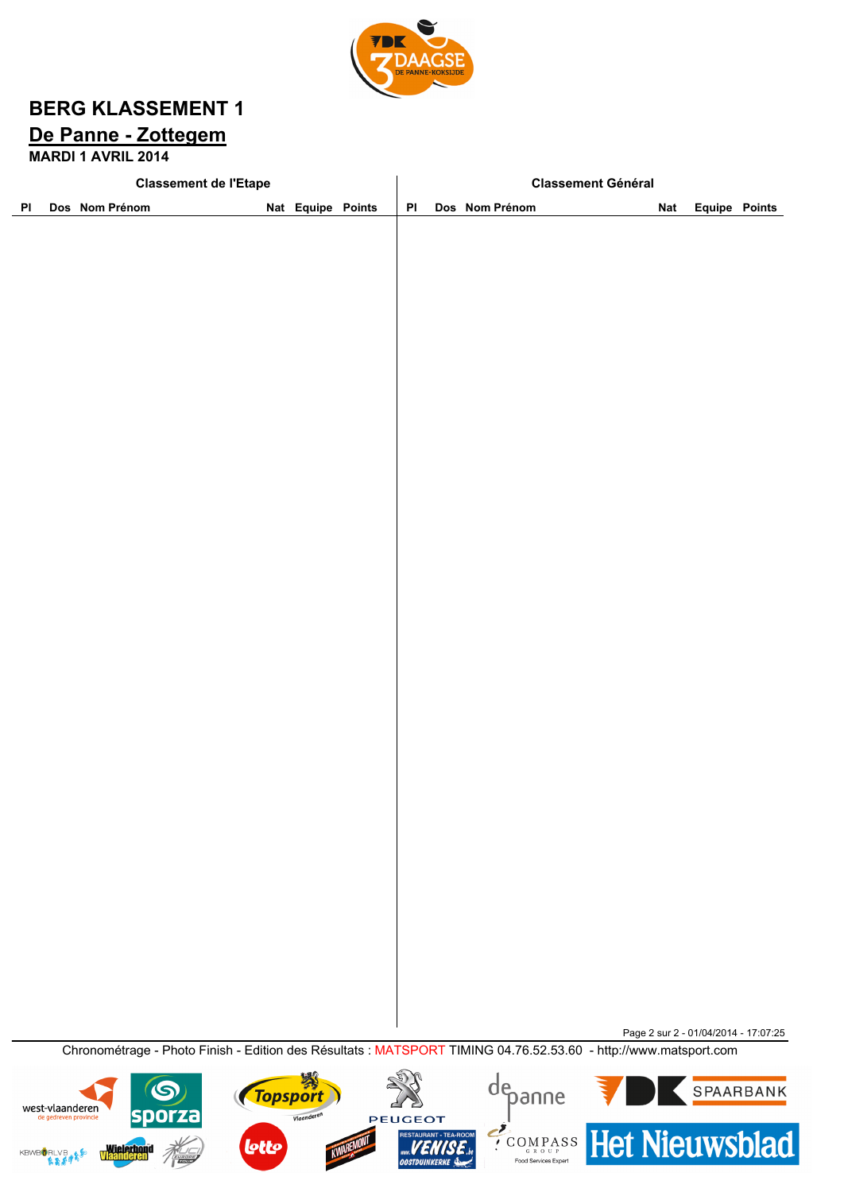# BERG KLASSEMENT 1

## De Panne - Zottegem

**MARDI 1 AVRIL 2014**

| Classement de l'Etape | | | | | | Classement Général | | | | | |
|---|---|---|---|---|---|---|---|---|---|---|---|
| Pl | Dos | Nom Prénom | Nat | Equipe | Points | Pl | Dos | Nom Prénom | Nat | Equipe | Points |

Chronométrage - Photo Finish - Edition des Résultats : MATSPORT TIMING 04.76.52.53.60 - http://www.matsport.com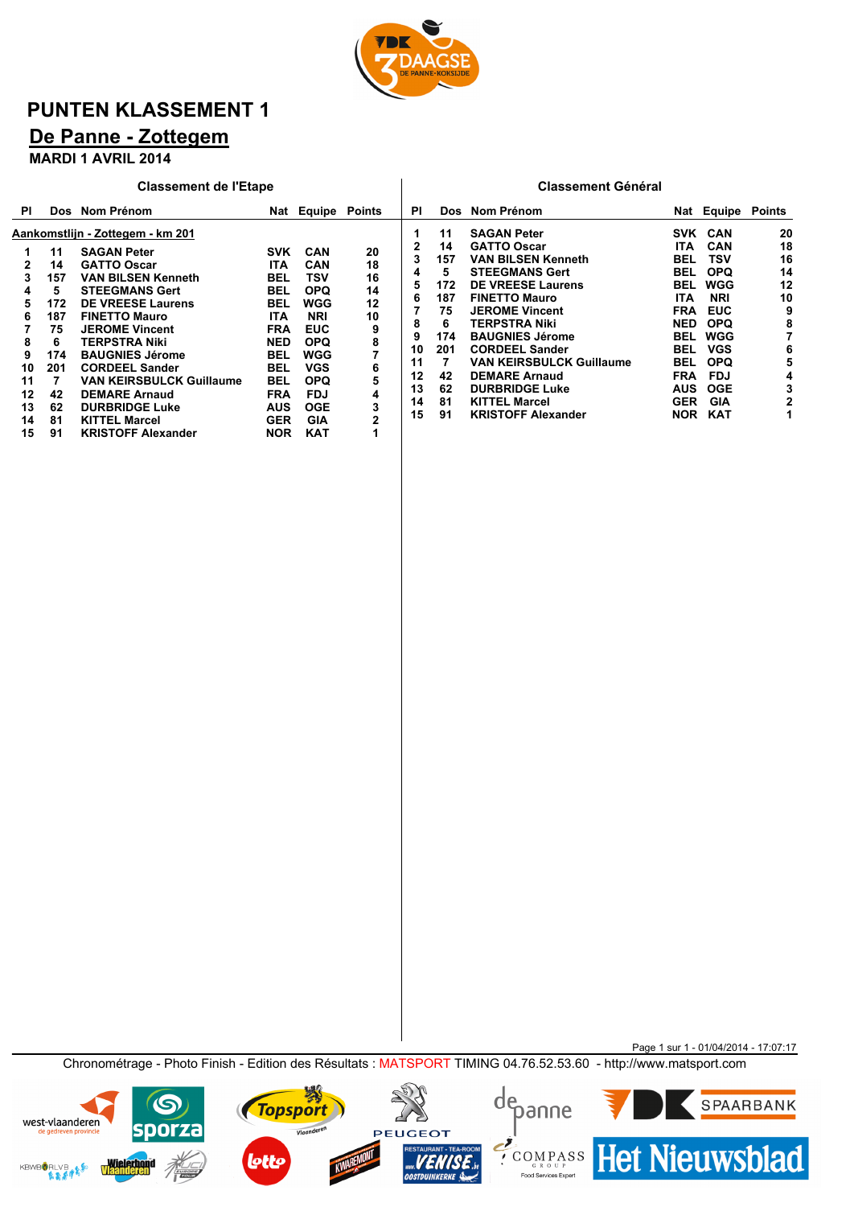# PUNTEN KLASSEMENT 1

## De Panne - Zottegem

**MARDI 1 AVRIL 2014**

### Classement de l'Etape

**Aankomstlijn - Zottegem - km 201**

| Pl | Dos | Nom Prénom | Nat | Equipe | Points |
|---|---|---|---|---|---|
| 1 | 11 | SAGAN Peter | SVK | CAN | 20 |
| 2 | 14 | GATTO Oscar | ITA | CAN | 18 |
| 3 | 157 | VAN BILSEN Kenneth | BEL | TSV | 16 |
| 4 | 5 | STEEGMANS Gert | BEL | OPQ | 14 |
| 5 | 172 | DE VREESE Laurens | BEL | WGG | 12 |
| 6 | 187 | FINETTO Mauro | ITA | NRI | 10 |
| 7 | 75 | JEROME Vincent | FRA | EUC | 9 |
| 8 | 6 | TERPSTRA Niki | NED | OPQ | 8 |
| 9 | 174 | BAUGNIES Jérome | BEL | WGG | 7 |
| 10 | 201 | CORDEEL Sander | BEL | VGS | 6 |
| 11 | 7 | VAN KEIRSBULCK Guillaume | BEL | OPQ | 5 |
| 12 | 42 | DEMARE Arnaud | FRA | FDJ | 4 |
| 13 | 62 | DURBRIDGE Luke | AUS | OGE | 3 |
| 14 | 81 | KITTEL Marcel | GER | GIA | 2 |
| 15 | 91 | KRISTOFF Alexander | NOR | KAT | 1 |

### Classement Général

| Pl | Dos | Nom Prénom | Nat | Equipe | Points |
|---|---|---|---|---|---|
| 1 | 11 | SAGAN Peter | SVK | CAN | 20 |
| 2 | 14 | GATTO Oscar | ITA | CAN | 18 |
| 3 | 157 | VAN BILSEN Kenneth | BEL | TSV | 16 |
| 4 | 5 | STEEGMANS Gert | BEL | OPQ | 14 |
| 5 | 172 | DE VREESE Laurens | BEL | WGG | 12 |
| 6 | 187 | FINETTO Mauro | ITA | NRI | 10 |
| 7 | 75 | JEROME Vincent | FRA | EUC | 9 |
| 8 | 6 | TERPSTRA Niki | NED | OPQ | 8 |
| 9 | 174 | BAUGNIES Jérome | BEL | WGG | 7 |
| 10 | 201 | CORDEEL Sander | BEL | VGS | 6 |
| 11 | 7 | VAN KEIRSBULCK Guillaume | BEL | OPQ | 5 |
| 12 | 42 | DEMARE Arnaud | FRA | FDJ | 4 |
| 13 | 62 | DURBRIDGE Luke | AUS | OGE | 3 |
| 14 | 81 | KITTEL Marcel | GER | GIA | 2 |
| 15 | 91 | KRISTOFF Alexander | NOR | KAT | 1 |

Chronométrage - Photo Finish - Edition des Résultats : MATSPORT TIMING 04.76.52.53.60 - http://www.matsport.com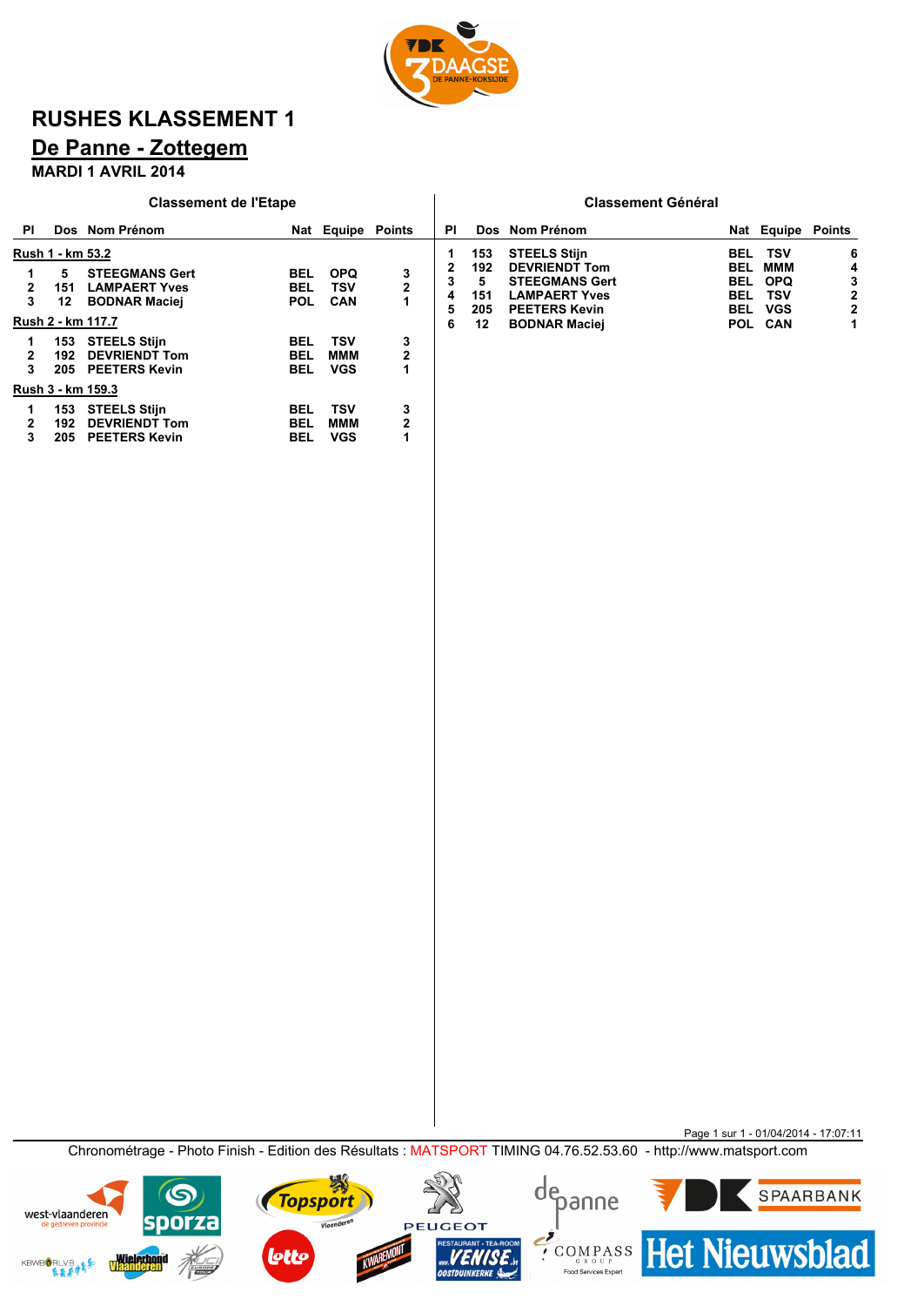# RUSHES KLASSEMENT 1

## De Panne - Zottegem

**MARDI 1 AVRIL 2014**

### Classement de l'Etape

| Pl | Dos | Nom Prénom | Nat | Equipe | Points |
|---|---|---|---|---|---|
| **Rush 1 - km 53.2** | | | | | |
| 1 | 5 | STEEGMANS Gert | BEL | OPQ | 3 |
| 2 | 151 | LAMPAERT Yves | BEL | TSV | 2 |
| 3 | 12 | BODNAR Maciej | POL | CAN | 1 |
| **Rush 2 - km 117.7** | | | | | |
| 1 | 153 | STEELS Stijn | BEL | TSV | 3 |
| 2 | 192 | DEVRIENDT Tom | BEL | MMM | 2 |
| 3 | 205 | PEETERS Kevin | BEL | VGS | 1 |
| **Rush 3 - km 159.3** | | | | | |
| 1 | 153 | STEELS Stijn | BEL | TSV | 3 |
| 2 | 192 | DEVRIENDT Tom | BEL | MMM | 2 |
| 3 | 205 | PEETERS Kevin | BEL | VGS | 1 |

### Classement Général

| Pl | Dos | Nom Prénom | Nat | Equipe | Points |
|---|---|---|---|---|---|
| 1 | 153 | STEELS Stijn | BEL | TSV | 6 |
| 2 | 192 | DEVRIENDT Tom | BEL | MMM | 4 |
| 3 | 5 | STEEGMANS Gert | BEL | OPQ | 3 |
| 4 | 151 | LAMPAERT Yves | BEL | TSV | 2 |
| 5 | 205 | PEETERS Kevin | BEL | VGS | 2 |
| 6 | 12 | BODNAR Maciej | POL | CAN | 1 |

Chronométrage - Photo Finish - Edition des Résultats : MATSPORT TIMING 04.76.52.53.60 - http://www.matsport.com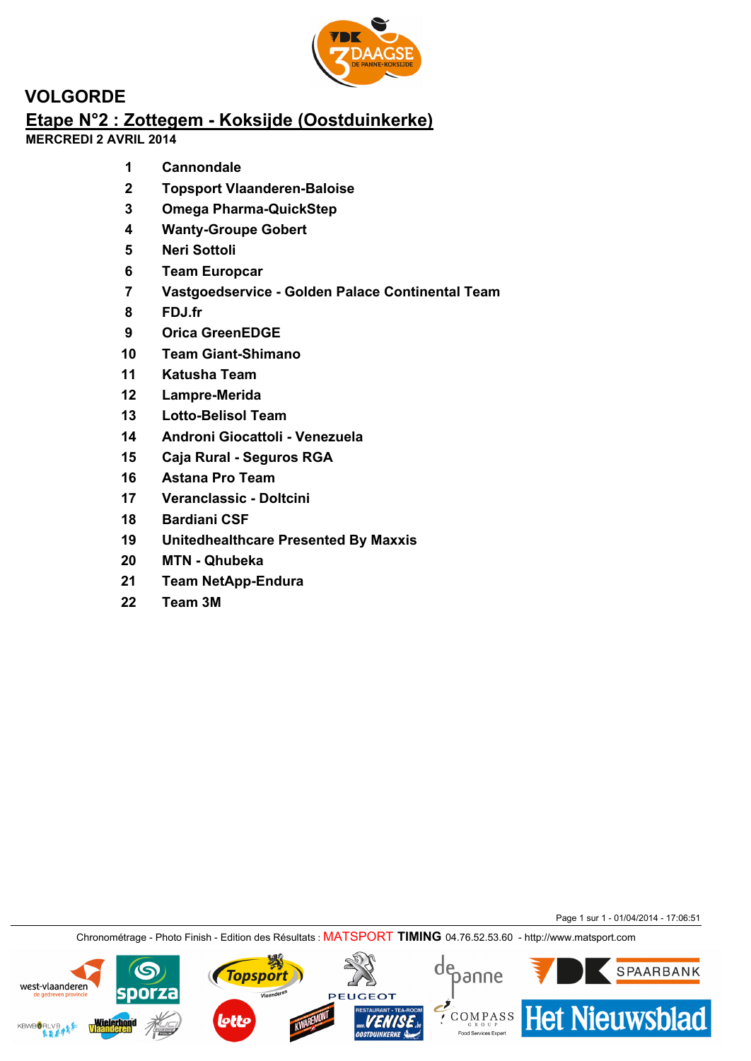## VOLGORDE

## Etape N°2 : Zottegem - Koksijde (Oostduinkerke)

**MERCREDI 2 AVRIL 2014**

| | |
|---|---|
| 1 | Cannondale |
| 2 | Topsport Vlaanderen-Baloise |
| 3 | Omega Pharma-QuickStep |
| 4 | Wanty-Groupe Gobert |
| 5 | Neri Sottoli |
| 6 | Team Europcar |
| 7 | Vastgoedservice - Golden Palace Continental Team |
| 8 | FDJ.fr |
| 9 | Orica GreenEDGE |
| 10 | Team Giant-Shimano |
| 11 | Katusha Team |
| 12 | Lampre-Merida |
| 13 | Lotto-Belisol Team |
| 14 | Androni Giocattoli - Venezuela |
| 15 | Caja Rural - Seguros RGA |
| 16 | Astana Pro Team |
| 17 | Veranclassic - Doltcini |
| 18 | Bardiani CSF |
| 19 | Unitedhealthcare Presented By Maxxis |
| 20 | MTN - Qhubeka |
| 21 | Team NetApp-Endura |
| 22 | Team 3M |

Page 1 sur 1 - 01/04/2014 - 17:06:51

Chronométrage - Photo Finish - Edition des Résultats : MATSPORT TIMING 04.76.52.53.60 - http://www.matsport.com